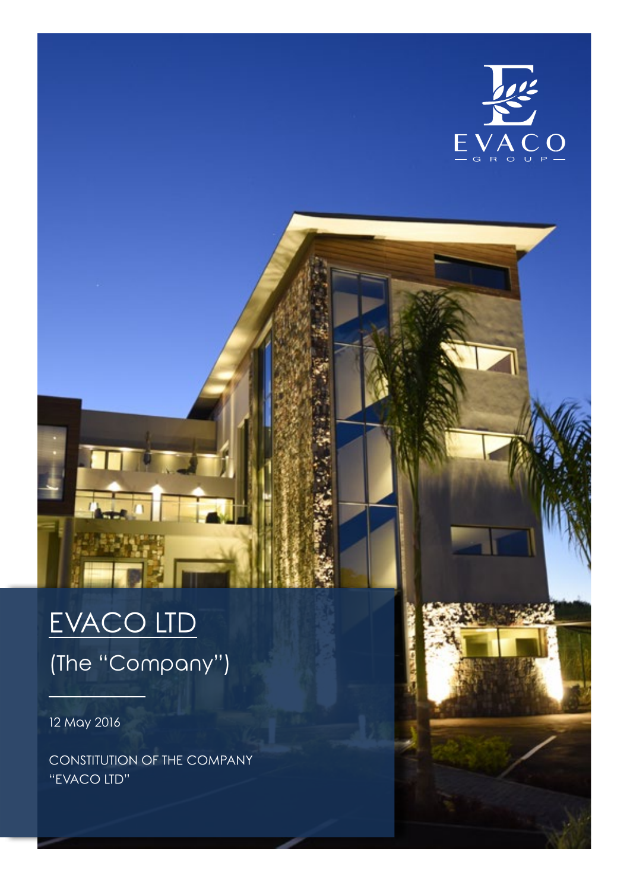EVACO GROUP

# EVACO LTD

(The "Company")

12 May 2016

CONSTITUTION OF THE COMPANY "EVACO LTD"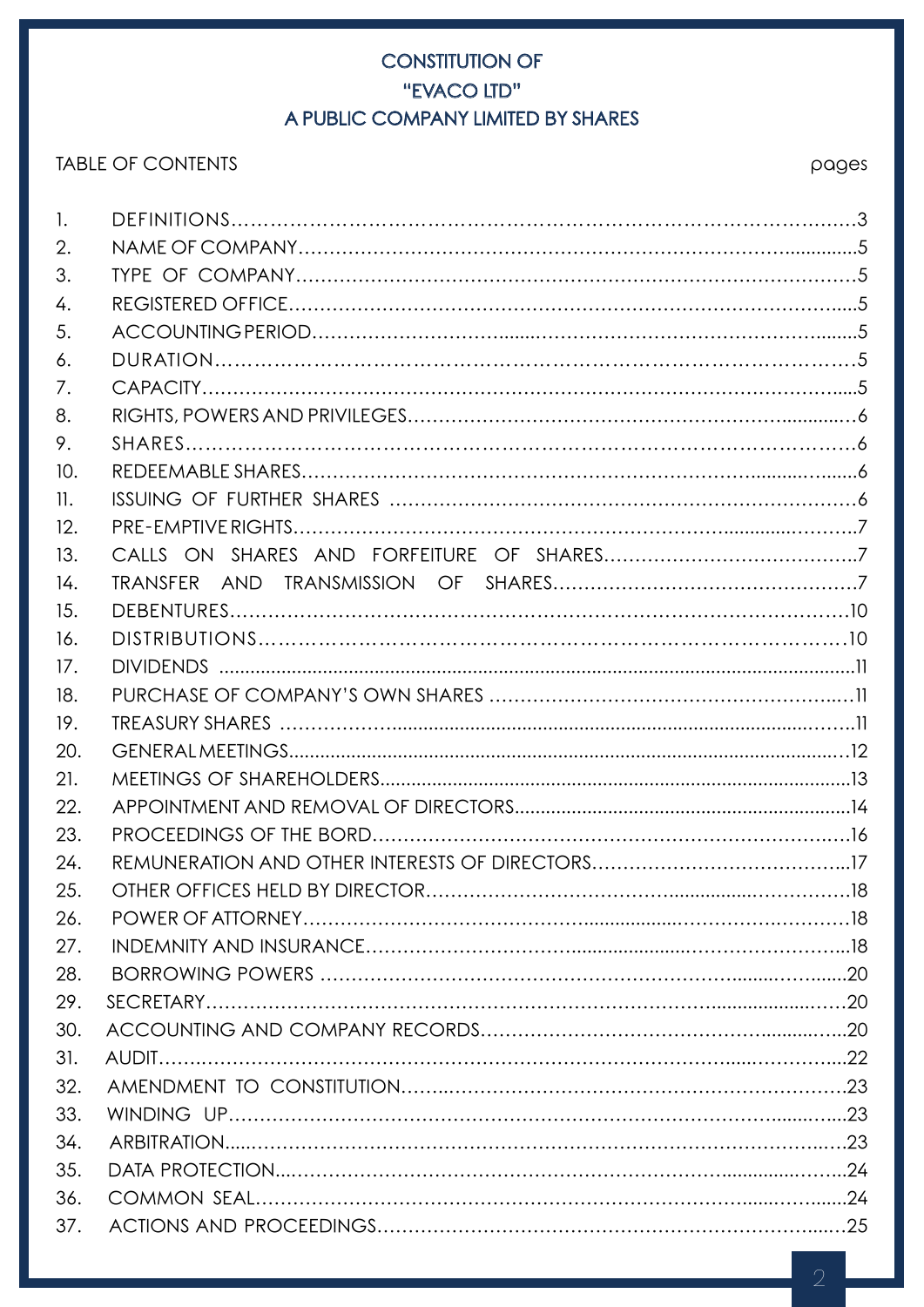# CONSTITUTION OF
# "EVACO LTD"
# A PUBLIC COMPANY LIMITED BY SHARES

TABLE OF CONTENTS pages

| | | |
|---|---|---|
| 1. | DEFINITIONS | 3 |
| 2. | NAME OF COMPANY | 5 |
| 3. | TYPE OF COMPANY | 5 |
| 4. | REGISTERED OFFICE | 5 |
| 5. | ACCOUNTING PERIOD | 5 |
| 6. | DURATION | 5 |
| 7. | CAPACITY | 5 |
| 8. | RIGHTS, POWERS AND PRIVILEGES | 6 |
| 9. | SHARES | 6 |
| 10. | REDEEMABLE SHARES | 6 |
| 11. | ISSUING OF FURTHER SHARES | 6 |
| 12. | PRE-EMPTIVE RIGHTS | 7 |
| 13. | CALLS ON SHARES AND FORFEITURE OF SHARES | 7 |
| 14. | TRANSFER AND TRANSMISSION OF SHARES | 7 |
| 15. | DEBENTURES | 10 |
| 16. | DISTRIBUTIONS | 10 |
| 17. | DIVIDENDS | 11 |
| 18. | PURCHASE OF COMPANY'S OWN SHARES | 11 |
| 19. | TREASURY SHARES | 11 |
| 20. | GENERAL MEETINGS | 12 |
| 21. | MEETINGS OF SHAREHOLDERS | 13 |
| 22. | APPOINTMENT AND REMOVAL OF DIRECTORS | 14 |
| 23. | PROCEEDINGS OF THE BORD | 16 |
| 24. | REMUNERATION AND OTHER INTERESTS OF DIRECTORS | 17 |
| 25. | OTHER OFFICES HELD BY DIRECTOR | 18 |
| 26. | POWER OF ATTORNEY | 18 |
| 27. | INDEMNITY AND INSURANCE | 18 |
| 28. | BORROWING POWERS | 20 |
| 29. | SECRETARY | 20 |
| 30. | ACCOUNTING AND COMPANY RECORDS | 20 |
| 31. | AUDIT | 22 |
| 32. | AMENDMENT TO CONSTITUTION | 23 |
| 33. | WINDING UP | 23 |
| 34. | ARBITRATION | 23 |
| 35. | DATA PROTECTION | 24 |
| 36. | COMMON SEAL | 24 |
| 37. | ACTIONS AND PROCEEDINGS | 25 |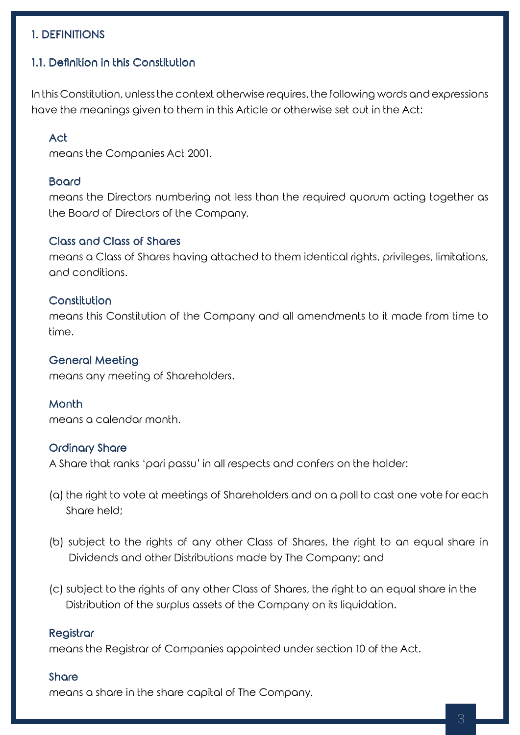# 1. DEFINITIONS

## 1.1. Definition in this Constitution

In this Constitution, unless the context otherwise requires, the following words and expressions have the meanings given to them in this Article or otherwise set out in the Act:

### Act

means the Companies Act 2001.

### Board

means the Directors numbering not less than the required quorum acting together as the Board of Directors of the Company.

### Class and Class of Shares

means a Class of Shares having attached to them identical rights, privileges, limitations, and conditions.

### Constitution

means this Constitution of the Company and all amendments to it made from time to time.

### General Meeting

means any meeting of Shareholders.

### Month

means a calendar month.

### Ordinary Share

A Share that ranks 'pari passu' in all respects and confers on the holder:

(a) the right to vote at meetings of Shareholders and on a poll to cast one vote for each Share held;

(b) subject to the rights of any other Class of Shares, the right to an equal share in Dividends and other Distributions made by The Company; and

(c) subject to the rights of any other Class of Shares, the right to an equal share in the Distribution of the surplus assets of the Company on its liquidation.

### Registrar

means the Registrar of Companies appointed under section 10 of the Act.

### Share

means a share in the share capital of The Company.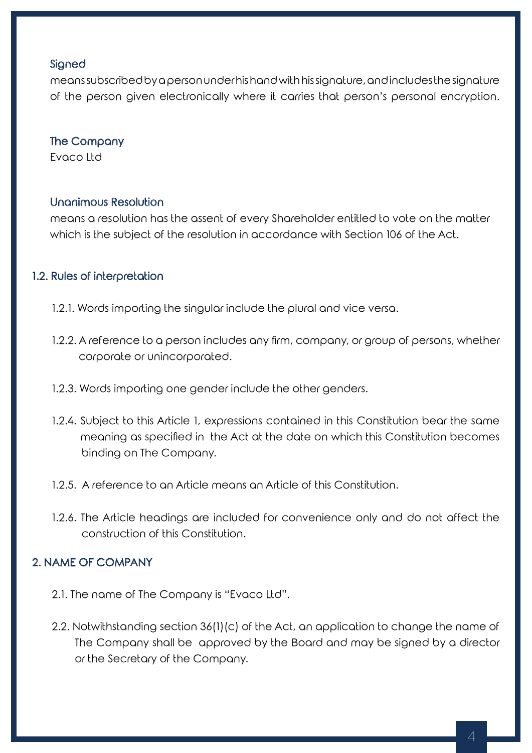**Signed**

means subscribed by a person under his hand with his signature, and includes the signature of the person given electronically where it carries that person's personal encryption.

**The Company**

Evaco Ltd

**Unanimous Resolution**

means a resolution has the assent of every Shareholder entitled to vote on the matter which is the subject of the resolution in accordance with Section 106 of the Act.

### 1.2. Rules of interpretation

1.2.1. Words importing the singular include the plural and vice versa.

1.2.2. A reference to a person includes any firm, company, or group of persons, whether corporate or unincorporated.

1.2.3. Words importing one gender include the other genders.

1.2.4. Subject to this Article 1, expressions contained in this Constitution bear the same meaning as specified in the Act at the date on which this Constitution becomes binding on The Company.

1.2.5. A reference to an Article means an Article of this Constitution.

1.2.6. The Article headings are included for convenience only and do not affect the construction of this Constitution.

## 2. NAME OF COMPANY

2.1. The name of The Company is "Evaco Ltd".

2.2. Notwithstanding section 36(1)(c) of the Act, an application to change the name of The Company shall be approved by the Board and may be signed by a director or the Secretary of the Company.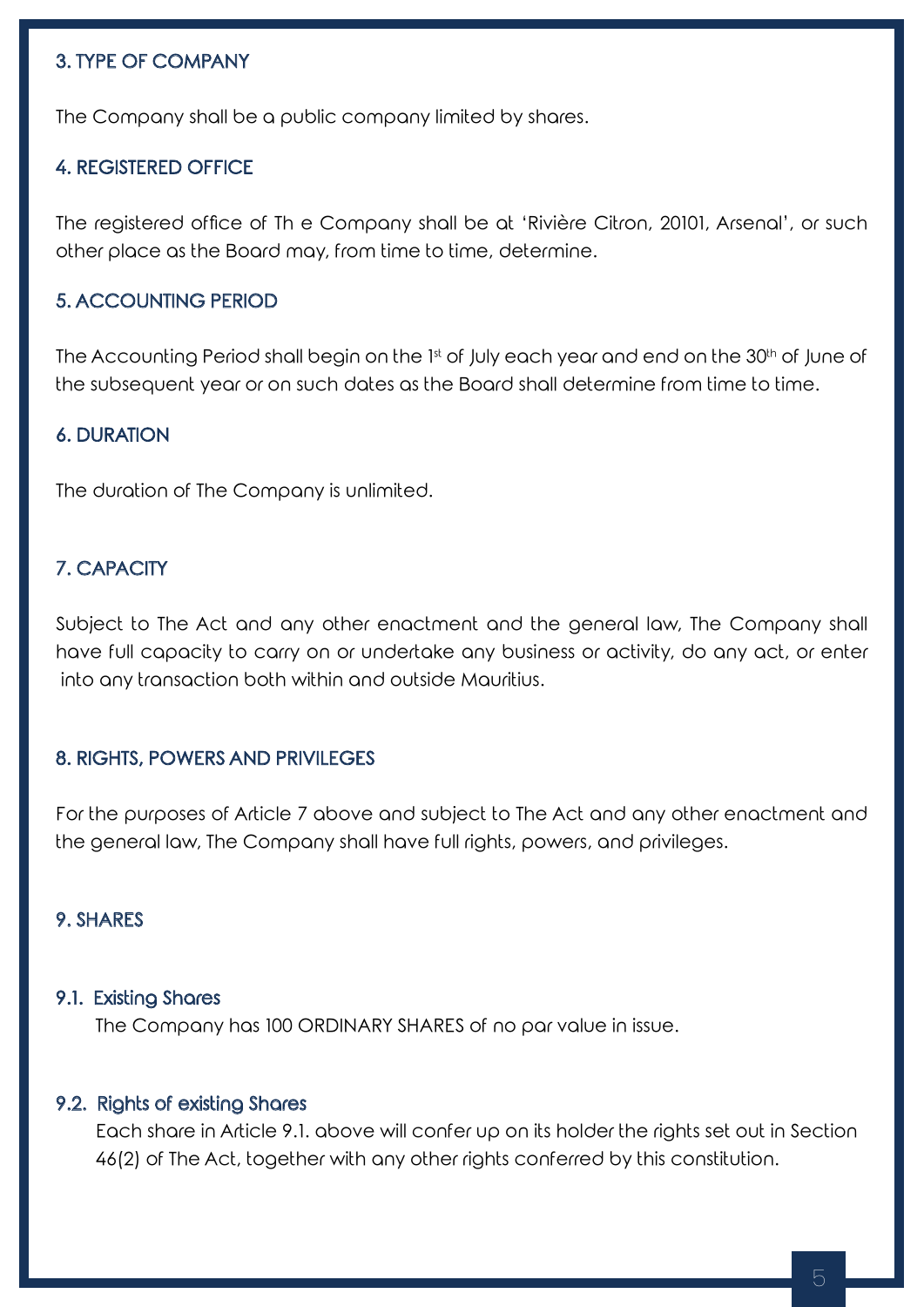## 3. TYPE OF COMPANY

The Company shall be a public company limited by shares.

## 4. REGISTERED OFFICE

The registered office of Th e Company shall be at 'Rivière Citron, 20101, Arsenal', or such other place as the Board may, from time to time, determine.

## 5. ACCOUNTING PERIOD

The Accounting Period shall begin on the 1st of July each year and end on the 30th of June of the subsequent year or on such dates as the Board shall determine from time to time.

## 6. DURATION

The duration of The Company is unlimited.

## 7. CAPACITY

Subject to The Act and any other enactment and the general law, The Company shall have full capacity to carry on or undertake any business or activity, do any act, or enter into any transaction both within and outside Mauritius.

## 8. RIGHTS, POWERS AND PRIVILEGES

For the purposes of Article 7 above and subject to The Act and any other enactment and the general law, The Company shall have full rights, powers, and privileges.

## 9. SHARES

### 9.1. Existing Shares

The Company has 100 ORDINARY SHARES of no par value in issue.

### 9.2. Rights of existing Shares

Each share in Article 9.1. above will confer up on its holder the rights set out in Section 46(2) of The Act, together with any other rights conferred by this constitution.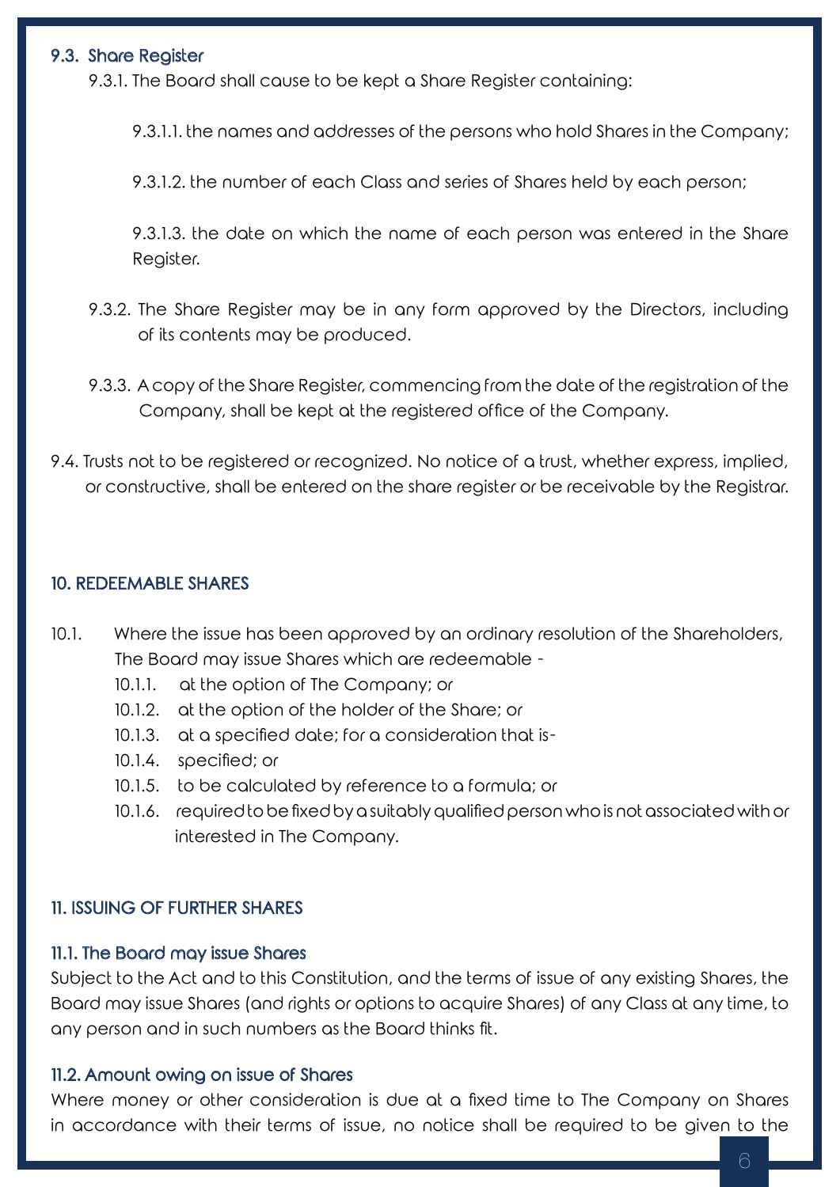### 9.3. Share Register

9.3.1. The Board shall cause to be kept a Share Register containing:

9.3.1.1. the names and addresses of the persons who hold Shares in the Company;

9.3.1.2. the number of each Class and series of Shares held by each person;

9.3.1.3. the date on which the name of each person was entered in the Share Register.

9.3.2. The Share Register may be in any form approved by the Directors, including of its contents may be produced.

9.3.3. A copy of the Share Register, commencing from the date of the registration of the Company, shall be kept at the registered office of the Company.

9.4. Trusts not to be registered or recognized. No notice of a trust, whether express, implied, or constructive, shall be entered on the share register or be receivable by the Registrar.

## 10. REDEEMABLE SHARES

10.1. Where the issue has been approved by an ordinary resolution of the Shareholders, The Board may issue Shares which are redeemable -

- 10.1.1. at the option of The Company; or
- 10.1.2. at the option of the holder of the Share; or
- 10.1.3. at a specified date; for a consideration that is-
- 10.1.4. specified; or
- 10.1.5. to be calculated by reference to a formula; or
- 10.1.6. required to be fixed by a suitably qualified person who is not associated with or interested in The Company.

## 11. ISSUING OF FURTHER SHARES

### 11.1. The Board may issue Shares

Subject to the Act and to this Constitution, and the terms of issue of any existing Shares, the Board may issue Shares (and rights or options to acquire Shares) of any Class at any time, to any person and in such numbers as the Board thinks fit.

### 11.2. Amount owing on issue of Shares

Where money or other consideration is due at a fixed time to The Company on Shares in accordance with their terms of issue, no notice shall be required to be given to the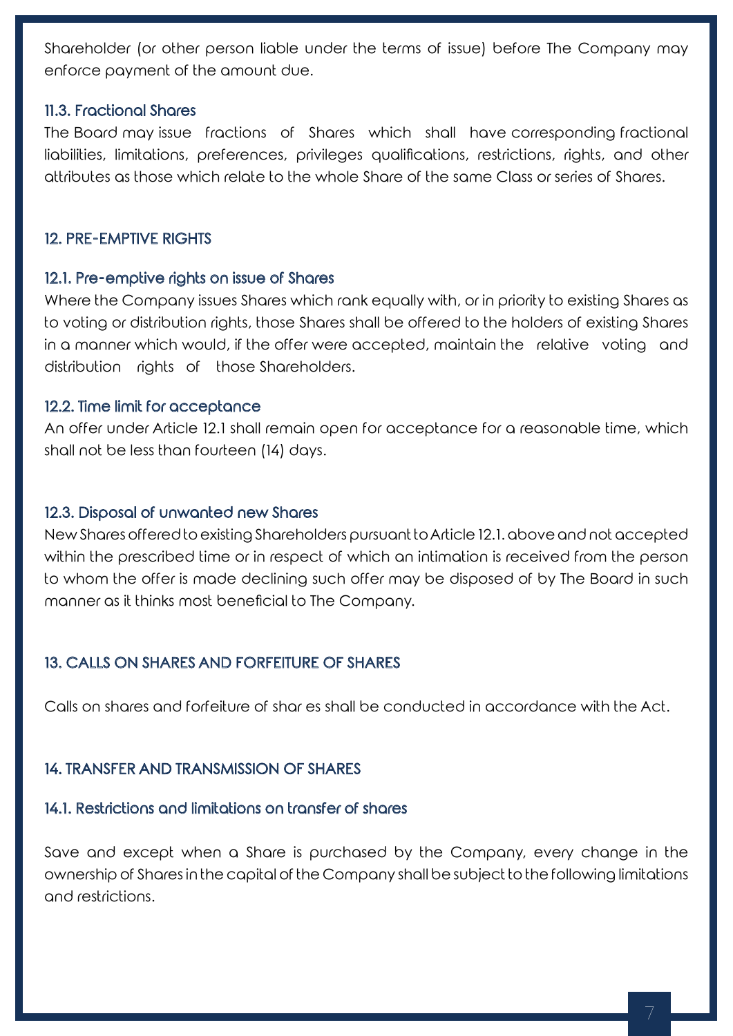Shareholder (or other person liable under the terms of issue) before The Company may enforce payment of the amount due.

### 11.3. Fractional Shares

The Board may issue fractions of Shares which shall have corresponding fractional liabilities, limitations, preferences, privileges qualifications, restrictions, rights, and other attributes as those which relate to the whole Share of the same Class or series of Shares.

## 12. PRE-EMPTIVE RIGHTS

### 12.1. Pre-emptive rights on issue of Shares

Where the Company issues Shares which rank equally with, or in priority to existing Shares as to voting or distribution rights, those Shares shall be offered to the holders of existing Shares in a manner which would, if the offer were accepted, maintain the relative voting and distribution rights of those Shareholders.

### 12.2. Time limit for acceptance

An offer under Article 12.1 shall remain open for acceptance for a reasonable time, which shall not be less than fourteen (14) days.

### 12.3. Disposal of unwanted new Shares

New Shares offered to existing Shareholders pursuant to Article 12.1. above and not accepted within the prescribed time or in respect of which an intimation is received from the person to whom the offer is made declining such offer may be disposed of by The Board in such manner as it thinks most beneficial to The Company.

## 13. CALLS ON SHARES AND FORFEITURE OF SHARES

Calls on shares and forfeiture of shar es shall be conducted in accordance with the Act.

## 14. TRANSFER AND TRANSMISSION OF SHARES

### 14.1. Restrictions and limitations on transfer of shares

Save and except when a Share is purchased by the Company, every change in the ownership of Shares in the capital of the Company shall be subject to the following limitations and restrictions.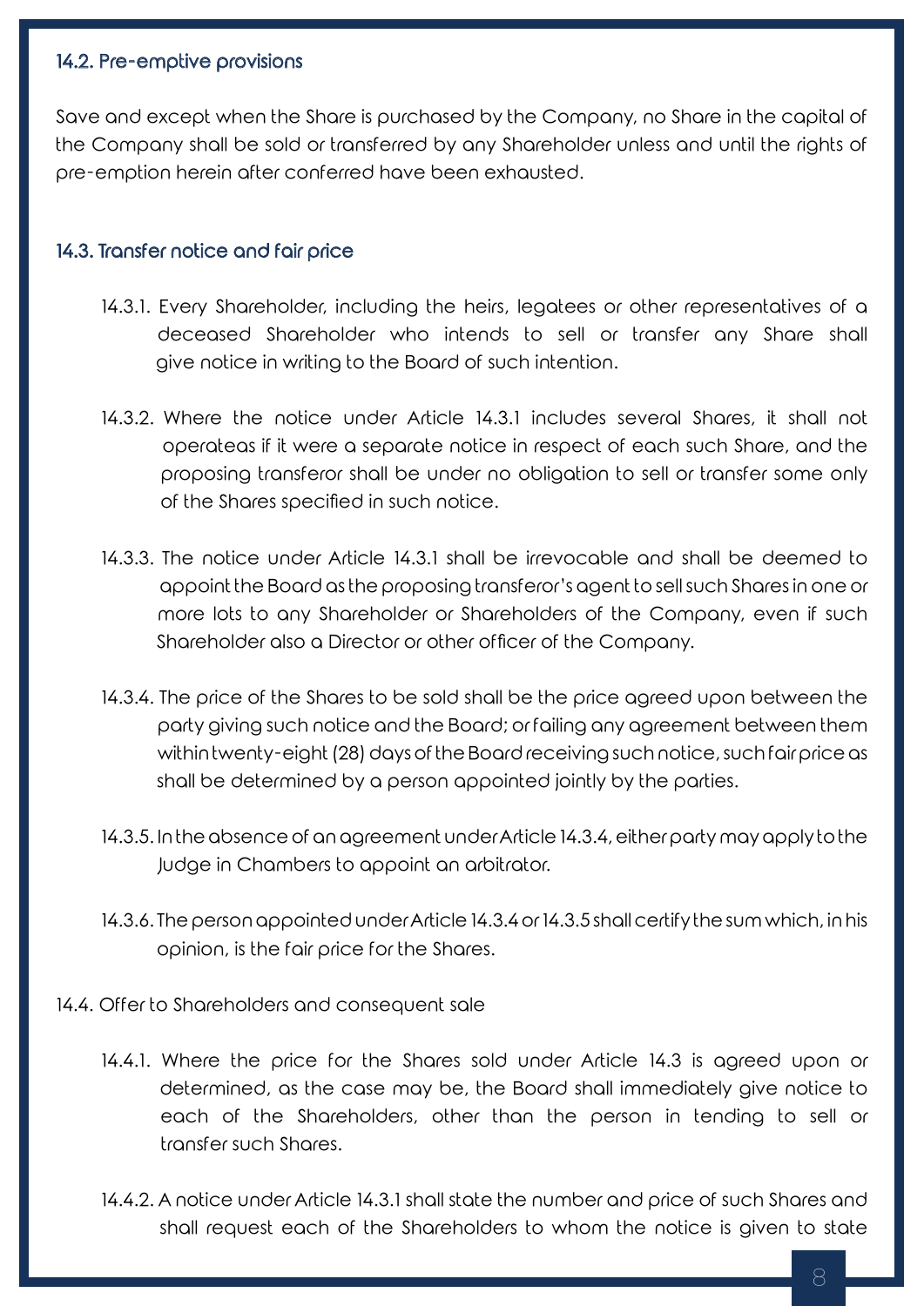### 14.2. Pre-emptive provisions

Save and except when the Share is purchased by the Company, no Share in the capital of the Company shall be sold or transferred by any Shareholder unless and until the rights of pre-emption herein after conferred have been exhausted.

### 14.3. Transfer notice and fair price

14.3.1. Every Shareholder, including the heirs, legatees or other representatives of a deceased Shareholder who intends to sell or transfer any Share shall give notice in writing to the Board of such intention.

14.3.2. Where the notice under Article 14.3.1 includes several Shares, it shall not operateas if it were a separate notice in respect of each such Share, and the proposing transferor shall be under no obligation to sell or transfer some only of the Shares specified in such notice.

14.3.3. The notice under Article 14.3.1 shall be irrevocable and shall be deemed to appoint the Board as the proposing transferor's agent to sell such Shares in one or more lots to any Shareholder or Shareholders of the Company, even if such Shareholder also a Director or other officer of the Company.

14.3.4. The price of the Shares to be sold shall be the price agreed upon between the party giving such notice and the Board; or failing any agreement between them within twenty-eight (28) days of the Board receiving such notice, such fair price as shall be determined by a person appointed jointly by the parties.

14.3.5. In the absence of an agreement under Article 14.3.4, either party may apply to the Judge in Chambers to appoint an arbitrator.

14.3.6. The person appointed under Article 14.3.4 or 14.3.5 shall certify the sum which, in his opinion, is the fair price for the Shares.

14.4. Offer to Shareholders and consequent sale

14.4.1. Where the price for the Shares sold under Article 14.3 is agreed upon or determined, as the case may be, the Board shall immediately give notice to each of the Shareholders, other than the person in tending to sell or transfer such Shares.

14.4.2. A notice under Article 14.3.1 shall state the number and price of such Shares and shall request each of the Shareholders to whom the notice is given to state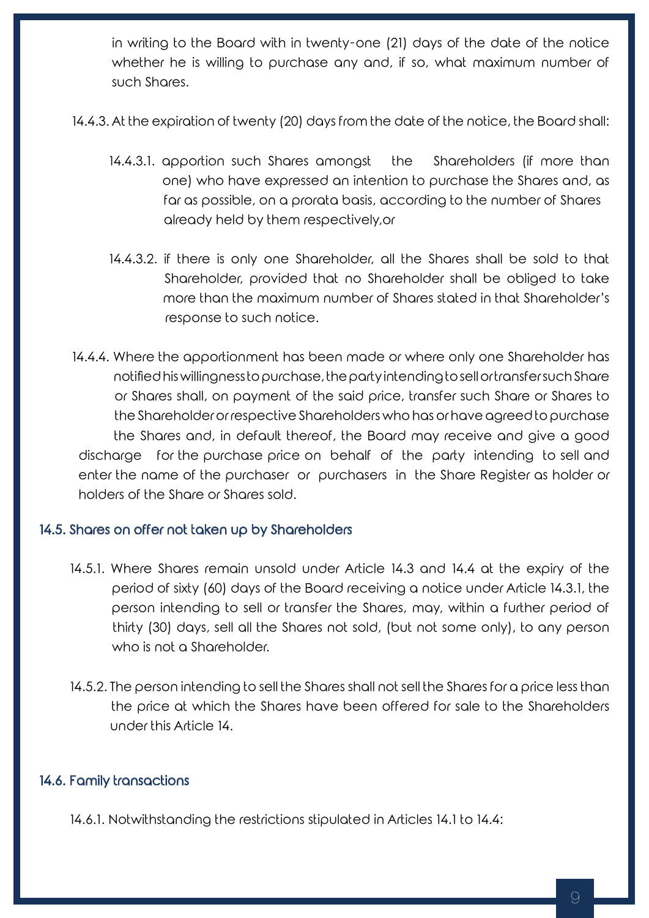in writing to the Board with in twenty-one (21) days of the date of the notice whether he is willing to purchase any and, if so, what maximum number of such Shares.

14.4.3. At the expiration of twenty (20) days from the date of the notice, the Board shall:

14.4.3.1. apportion such Shares amongst the Shareholders (if more than one) who have expressed an intention to purchase the Shares and, as far as possible, on a prorata basis, according to the number of Shares already held by them respectively,or

14.4.3.2. if there is only one Shareholder, all the Shares shall be sold to that Shareholder, provided that no Shareholder shall be obliged to take more than the maximum number of Shares stated in that Shareholder's response to such notice.

14.4.4. Where the apportionment has been made or where only one Shareholder has notified his willingness to purchase, the party intending to sell or transfer such Share or Shares shall, on payment of the said price, transfer such Share or Shares to the Shareholder or respective Shareholders who has or have agreed to purchase the Shares and, in default thereof, the Board may receive and give a good discharge for the purchase price on behalf of the party intending to sell and enter the name of the purchaser or purchasers in the Share Register as holder or holders of the Share or Shares sold.

### 14.5. Shares on offer not taken up by Shareholders

14.5.1. Where Shares remain unsold under Article 14.3 and 14.4 at the expiry of the period of sixty (60) days of the Board receiving a notice under Article 14.3.1, the person intending to sell or transfer the Shares, may, within a further period of thirty (30) days, sell all the Shares not sold, (but not some only), to any person who is not a Shareholder.

14.5.2. The person intending to sell the Shares shall not sell the Shares for a price less than the price at which the Shares have been offered for sale to the Shareholders under this Article 14.

### 14.6. Family transactions

14.6.1. Notwithstanding the restrictions stipulated in Articles 14.1 to 14.4: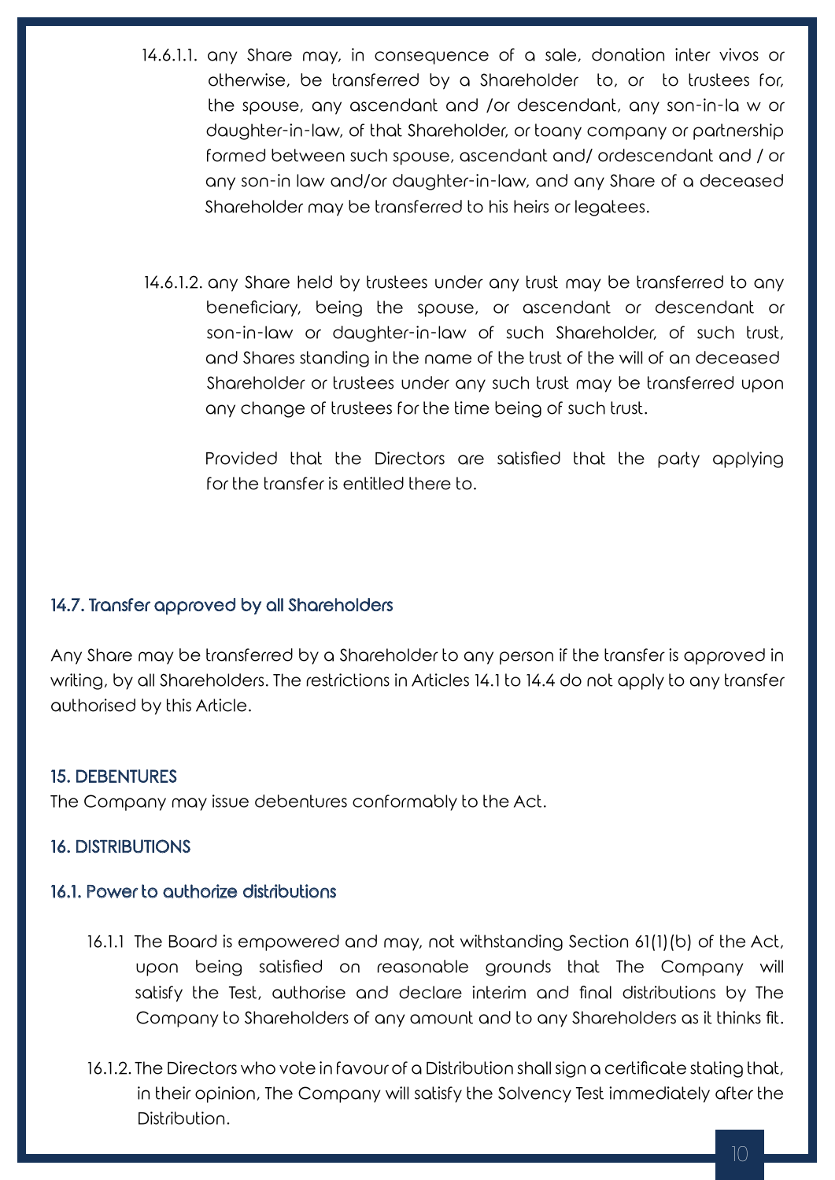14.6.1.1. any Share may, in consequence of a sale, donation inter vivos or otherwise, be transferred by a Shareholder to, or to trustees for, the spouse, any ascendant and /or descendant, any son-in-la w or daughter-in-law, of that Shareholder, or toany company or partnership formed between such spouse, ascendant and/ ordescendant and / or any son-in law and/or daughter-in-law, and any Share of a deceased Shareholder may be transferred to his heirs or legatees.

14.6.1.2. any Share held by trustees under any trust may be transferred to any beneficiary, being the spouse, or ascendant or descendant or son-in-law or daughter-in-law of such Shareholder, of such trust, and Shares standing in the name of the trust of the will of an deceased Shareholder or trustees under any such trust may be transferred upon any change of trustees for the time being of such trust.

Provided that the Directors are satisfied that the party applying for the transfer is entitled there to.

### 14.7. Transfer approved by all Shareholders

Any Share may be transferred by a Shareholder to any person if the transfer is approved in writing, by all Shareholders. The restrictions in Articles 14.1 to 14.4 do not apply to any transfer authorised by this Article.

## 15. DEBENTURES

The Company may issue debentures conformably to the Act.

## 16. DISTRIBUTIONS

### 16.1. Power to authorize distributions

16.1.1 The Board is empowered and may, not withstanding Section 61(1)(b) of the Act, upon being satisfied on reasonable grounds that The Company will satisfy the Test, authorise and declare interim and final distributions by The Company to Shareholders of any amount and to any Shareholders as it thinks fit.

16.1.2. The Directors who vote in favour of a Distribution shall sign a certificate stating that, in their opinion, The Company will satisfy the Solvency Test immediately after the Distribution.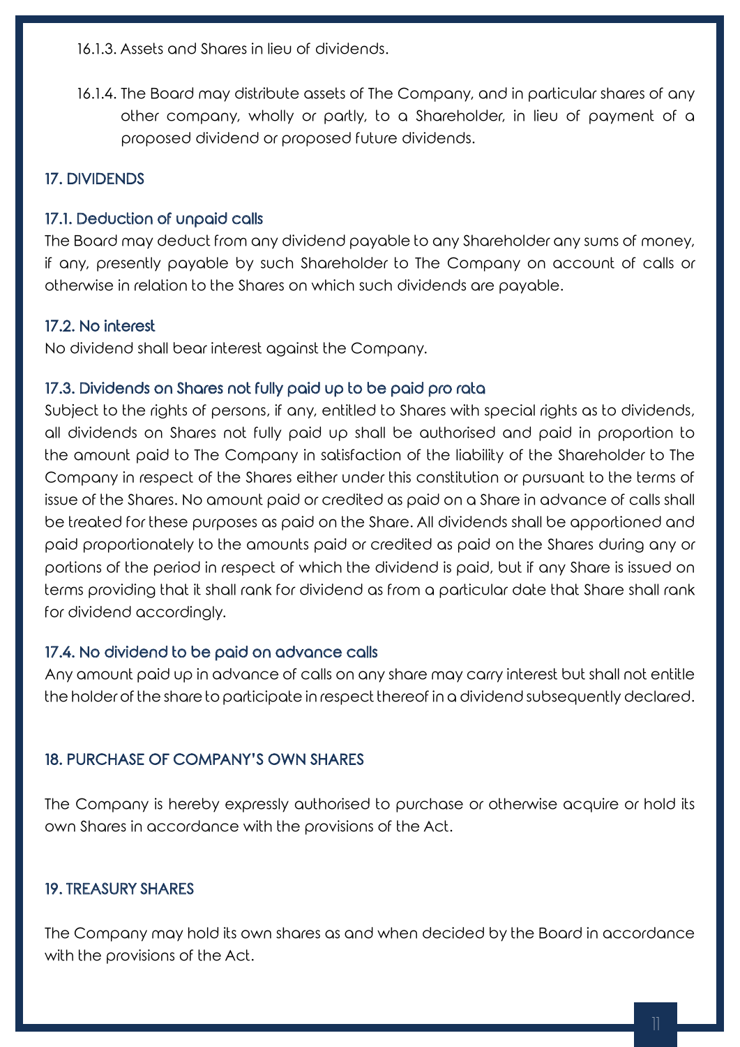16.1.3. Assets and Shares in lieu of dividends.

16.1.4. The Board may distribute assets of The Company, and in particular shares of any other company, wholly or partly, to a Shareholder, in lieu of payment of a proposed dividend or proposed future dividends.

## 17. DIVIDENDS

### 17.1. Deduction of unpaid calls

The Board may deduct from any dividend payable to any Shareholder any sums of money, if any, presently payable by such Shareholder to The Company on account of calls or otherwise in relation to the Shares on which such dividends are payable.

### 17.2. No interest

No dividend shall bear interest against the Company.

### 17.3. Dividends on Shares not fully paid up to be paid pro rata

Subject to the rights of persons, if any, entitled to Shares with special rights as to dividends, all dividends on Shares not fully paid up shall be authorised and paid in proportion to the amount paid to The Company in satisfaction of the liability of the Shareholder to The Company in respect of the Shares either under this constitution or pursuant to the terms of issue of the Shares. No amount paid or credited as paid on a Share in advance of calls shall be treated for these purposes as paid on the Share. All dividends shall be apportioned and paid proportionately to the amounts paid or credited as paid on the Shares during any or portions of the period in respect of which the dividend is paid, but if any Share is issued on terms providing that it shall rank for dividend as from a particular date that Share shall rank for dividend accordingly.

### 17.4. No dividend to be paid on advance calls

Any amount paid up in advance of calls on any share may carry interest but shall not entitle the holder of the share to participate in respect thereof in a dividend subsequently declared.

## 18. PURCHASE OF COMPANY'S OWN SHARES

The Company is hereby expressly authorised to purchase or otherwise acquire or hold its own Shares in accordance with the provisions of the Act.

## 19. TREASURY SHARES

The Company may hold its own shares as and when decided by the Board in accordance with the provisions of the Act.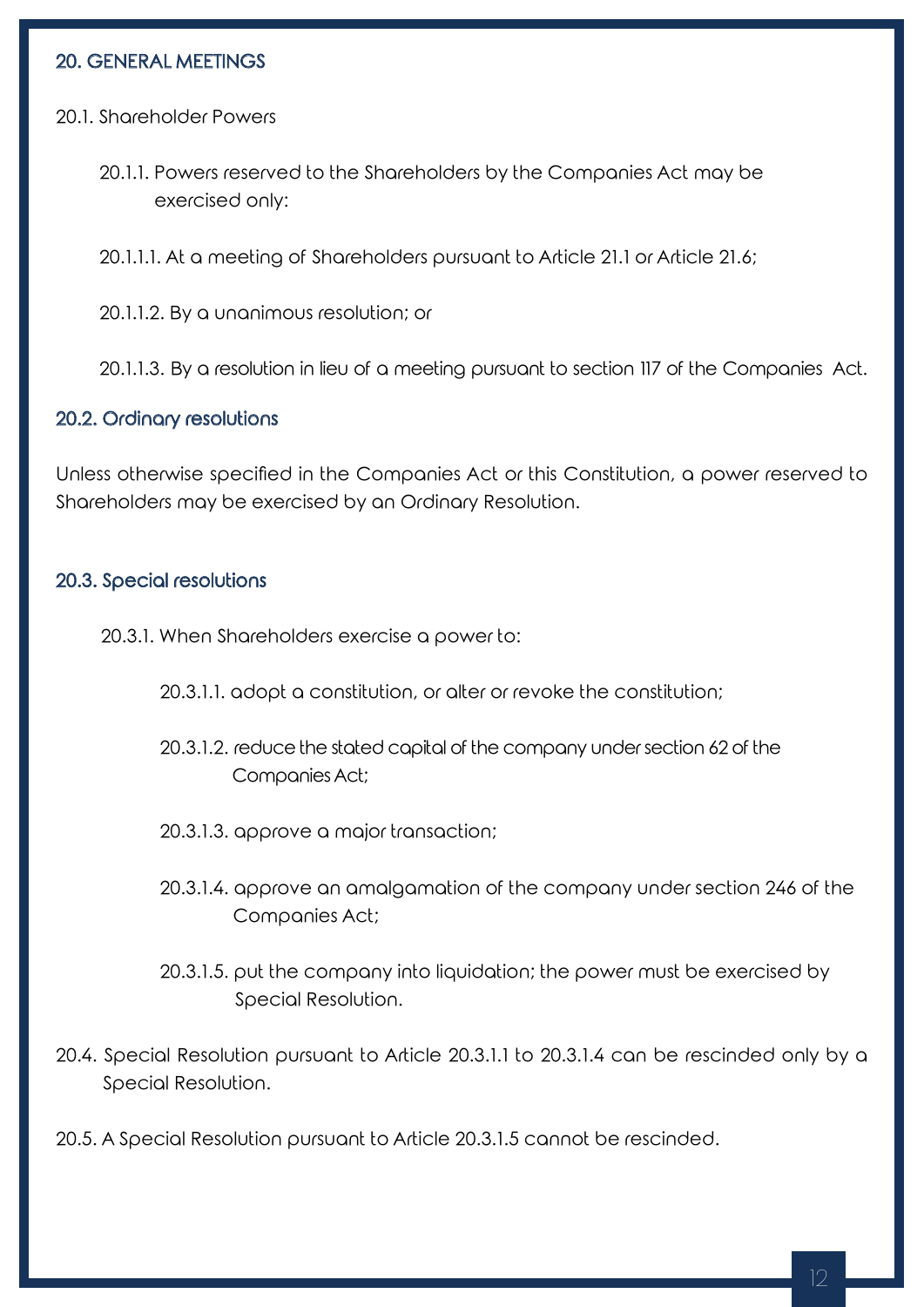## 20. GENERAL MEETINGS

20.1. Shareholder Powers

20.1.1. Powers reserved to the Shareholders by the Companies Act may be exercised only:

20.1.1.1. At a meeting of Shareholders pursuant to Article 21.1 or Article 21.6;

20.1.1.2. By a unanimous resolution; or

20.1.1.3. By a resolution in lieu of a meeting pursuant to section 117 of the Companies Act.

### 20.2. Ordinary resolutions

Unless otherwise specified in the Companies Act or this Constitution, a power reserved to Shareholders may be exercised by an Ordinary Resolution.

### 20.3. Special resolutions

20.3.1. When Shareholders exercise a power to:

20.3.1.1. adopt a constitution, or alter or revoke the constitution;

20.3.1.2. reduce the stated capital of the company under section 62 of the Companies Act;

20.3.1.3. approve a major transaction;

20.3.1.4. approve an amalgamation of the company under section 246 of the Companies Act;

20.3.1.5. put the company into liquidation; the power must be exercised by Special Resolution.

20.4. Special Resolution pursuant to Article 20.3.1.1 to 20.3.1.4 can be rescinded only by a Special Resolution.

20.5. A Special Resolution pursuant to Article 20.3.1.5 cannot be rescinded.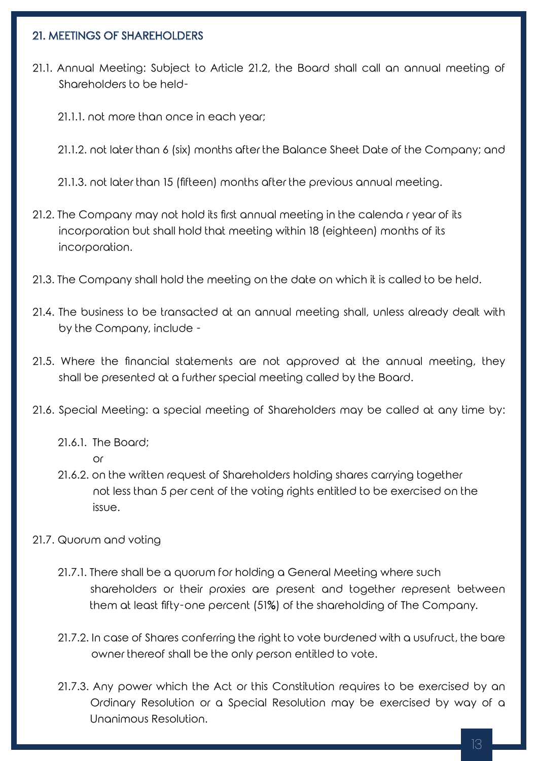## 21. MEETINGS OF SHAREHOLDERS

21.1. Annual Meeting: Subject to Article 21.2, the Board shall call an annual meeting of Shareholders to be held-

21.1.1. not more than once in each year;

21.1.2. not later than 6 (six) months after the Balance Sheet Date of the Company; and

21.1.3. not later than 15 (fifteen) months after the previous annual meeting.

21.2. The Company may not hold its first annual meeting in the calenda r year of its incorporation but shall hold that meeting within 18 (eighteen) months of its incorporation.

21.3. The Company shall hold the meeting on the date on which it is called to be held.

21.4. The business to be transacted at an annual meeting shall, unless already dealt with by the Company, include -

21.5. Where the financial statements are not approved at the annual meeting, they shall be presented at a further special meeting called by the Board.

21.6. Special Meeting: a special meeting of Shareholders may be called at any time by:

21.6.1. The Board;

or

21.6.2. on the written request of Shareholders holding shares carrying together not less than 5 per cent of the voting rights entitled to be exercised on the issue.

21.7. Quorum and voting

21.7.1. There shall be a quorum for holding a General Meeting where such shareholders or their proxies are present and together represent between them at least fifty-one percent (51%) of the shareholding of The Company.

21.7.2. In case of Shares conferring the right to vote burdened with a usufruct, the bare owner thereof shall be the only person entitled to vote.

21.7.3. Any power which the Act or this Constitution requires to be exercised by an Ordinary Resolution or a Special Resolution may be exercised by way of a Unanimous Resolution.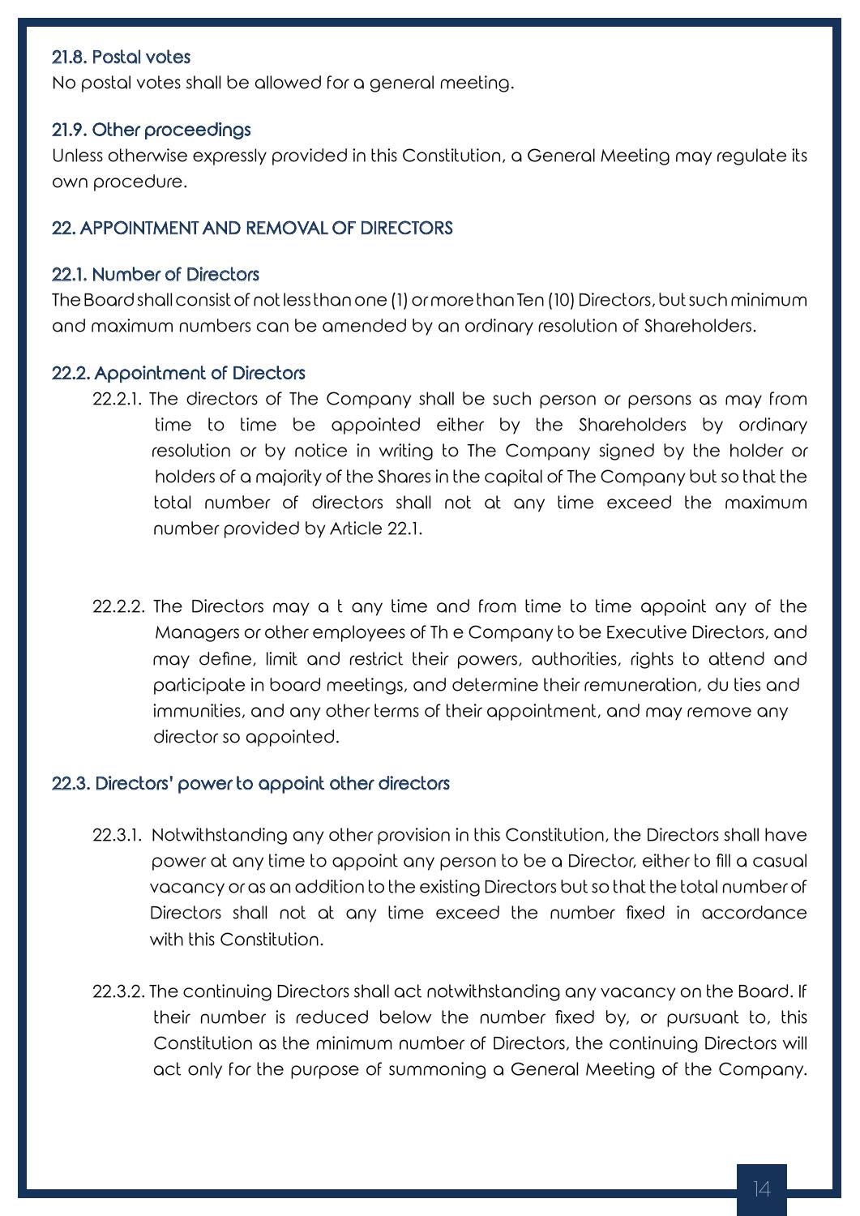### 21.8. Postal votes

No postal votes shall be allowed for a general meeting.

### 21.9. Other proceedings

Unless otherwise expressly provided in this Constitution, a General Meeting may regulate its own procedure.

## 22. APPOINTMENT AND REMOVAL OF DIRECTORS

### 22.1. Number of Directors

The Board shall consist of not less than one (1) or more than Ten (10) Directors, but such minimum and maximum numbers can be amended by an ordinary resolution of Shareholders.

### 22.2. Appointment of Directors

22.2.1. The directors of The Company shall be such person or persons as may from time to time be appointed either by the Shareholders by ordinary resolution or by notice in writing to The Company signed by the holder or holders of a majority of the Shares in the capital of The Company but so that the total number of directors shall not at any time exceed the maximum number provided by Article 22.1.

22.2.2. The Directors may a t any time and from time to time appoint any of the Managers or other employees of Th e Company to be Executive Directors, and may define, limit and restrict their powers, authorities, rights to attend and participate in board meetings, and determine their remuneration, du ties and immunities, and any other terms of their appointment, and may remove any director so appointed.

### 22.3. Directors' power to appoint other directors

22.3.1. Notwithstanding any other provision in this Constitution, the Directors shall have power at any time to appoint any person to be a Director, either to fill a casual vacancy or as an addition to the existing Directors but so that the total number of Directors shall not at any time exceed the number fixed in accordance with this Constitution.

22.3.2. The continuing Directors shall act notwithstanding any vacancy on the Board. If their number is reduced below the number fixed by, or pursuant to, this Constitution as the minimum number of Directors, the continuing Directors will act only for the purpose of summoning a General Meeting of the Company.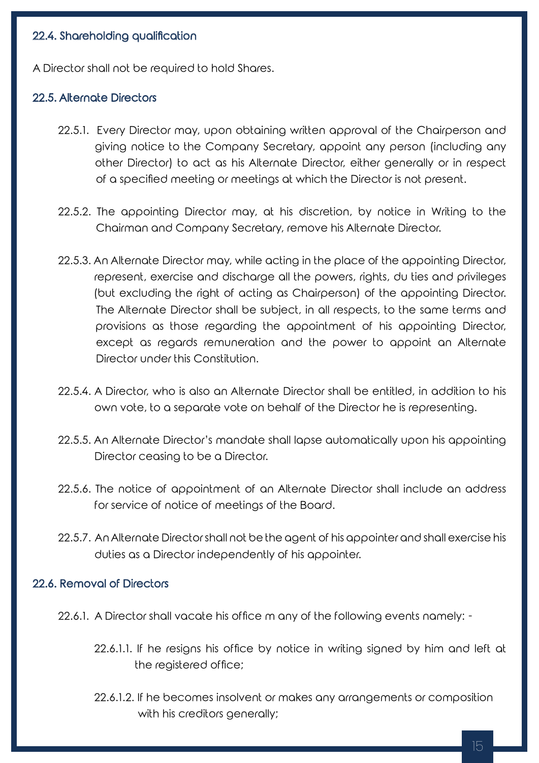### 22.4. Shareholding qualification

A Director shall not be required to hold Shares.

### 22.5. Alternate Directors

22.5.1. Every Director may, upon obtaining written approval of the Chairperson and giving notice to the Company Secretary, appoint any person (including any other Director) to act as his Alternate Director, either generally or in respect of a specified meeting or meetings at which the Director is not present.

22.5.2. The appointing Director may, at his discretion, by notice in Writing to the Chairman and Company Secretary, remove his Alternate Director.

22.5.3. An Alternate Director may, while acting in the place of the appointing Director, represent, exercise and discharge all the powers, rights, du ties and privileges (but excluding the right of acting as Chairperson) of the appointing Director. The Alternate Director shall be subject, in all respects, to the same terms and provisions as those regarding the appointment of his appointing Director, except as regards remuneration and the power to appoint an Alternate Director under this Constitution.

22.5.4. A Director, who is also an Alternate Director shall be entitled, in addition to his own vote, to a separate vote on behalf of the Director he is representing.

22.5.5. An Alternate Director's mandate shall lapse automatically upon his appointing Director ceasing to be a Director.

22.5.6. The notice of appointment of an Alternate Director shall include an address for service of notice of meetings of the Board.

22.5.7. An Alternate Director shall not be the agent of his appointer and shall exercise his duties as a Director independently of his appointer.

### 22.6. Removal of Directors

22.6.1. A Director shall vacate his office m any of the following events namely: -

22.6.1.1. If he resigns his office by notice in writing signed by him and left at the registered office;

22.6.1.2. If he becomes insolvent or makes any arrangements or composition with his creditors generally;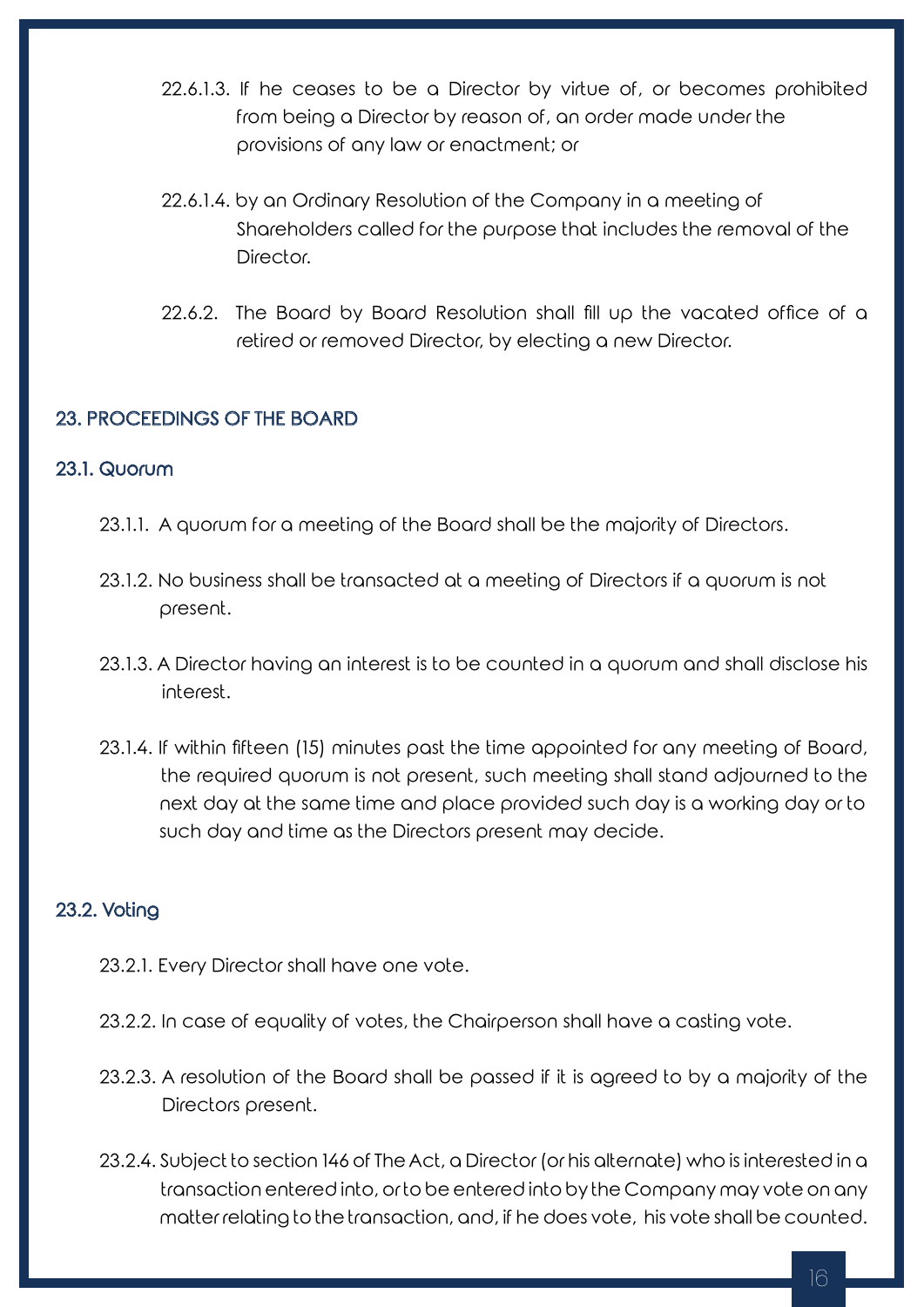22.6.1.3. If he ceases to be a Director by virtue of, or becomes prohibited from being a Director by reason of, an order made under the provisions of any law or enactment; or

22.6.1.4. by an Ordinary Resolution of the Company in a meeting of Shareholders called for the purpose that includes the removal of the Director.

22.6.2. The Board by Board Resolution shall fill up the vacated office of a retired or removed Director, by electing a new Director.

## 23. PROCEEDINGS OF THE BOARD

### 23.1. Quorum

23.1.1. A quorum for a meeting of the Board shall be the majority of Directors.

23.1.2. No business shall be transacted at a meeting of Directors if a quorum is not present.

23.1.3. A Director having an interest is to be counted in a quorum and shall disclose his interest.

23.1.4. If within fifteen (15) minutes past the time appointed for any meeting of Board, the required quorum is not present, such meeting shall stand adjourned to the next day at the same time and place provided such day is a working day or to such day and time as the Directors present may decide.

### 23.2. Voting

23.2.1. Every Director shall have one vote.

23.2.2. In case of equality of votes, the Chairperson shall have a casting vote.

23.2.3. A resolution of the Board shall be passed if it is agreed to by a majority of the Directors present.

23.2.4. Subject to section 146 of The Act, a Director (or his alternate) who is interested in a transaction entered into, or to be entered into by the Company may vote on any matter relating to the transaction, and, if he does vote, his vote shall be counted.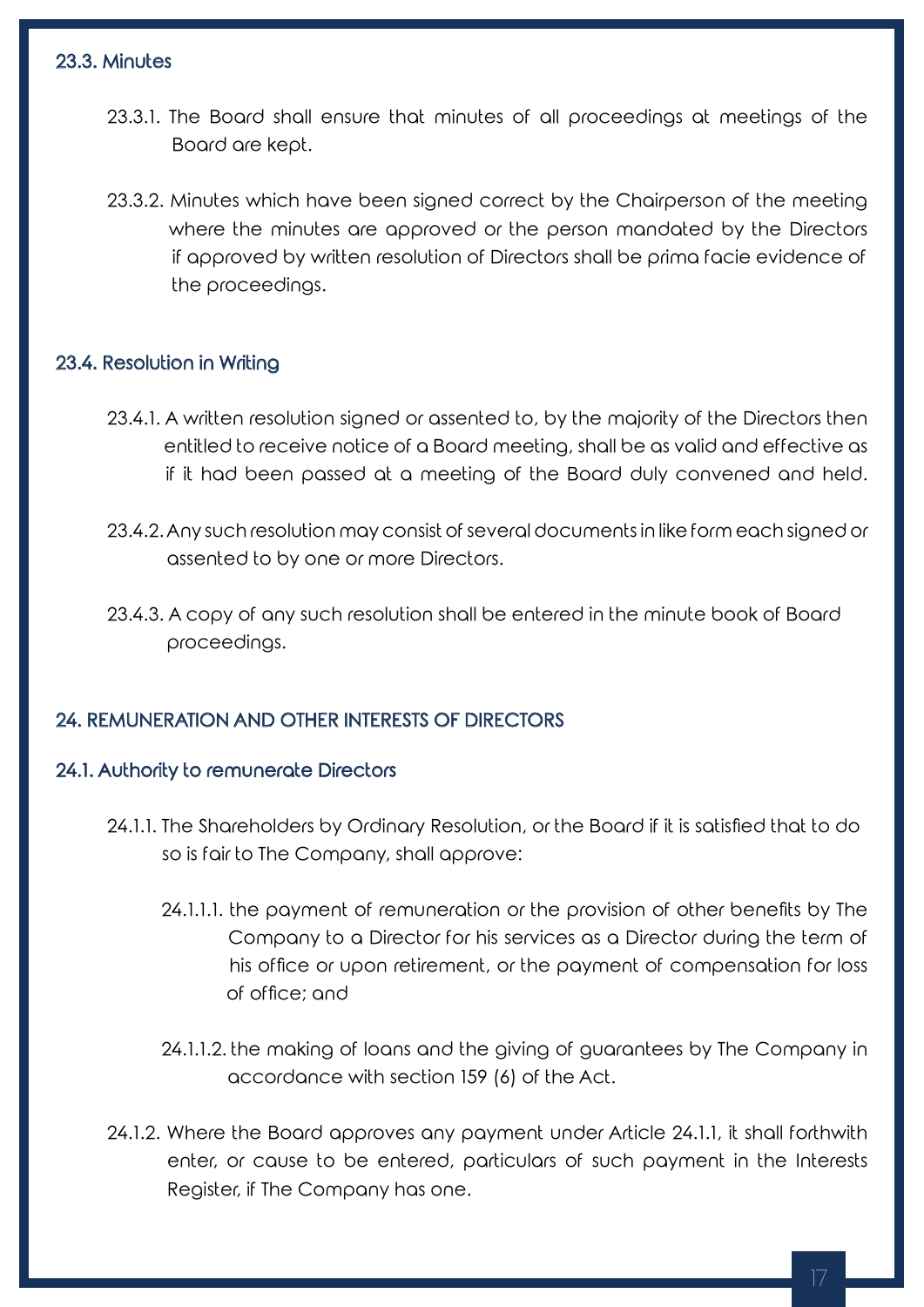### 23.3. Minutes

23.3.1. The Board shall ensure that minutes of all proceedings at meetings of the Board are kept.

23.3.2. Minutes which have been signed correct by the Chairperson of the meeting where the minutes are approved or the person mandated by the Directors if approved by written resolution of Directors shall be prima facie evidence of the proceedings.

### 23.4. Resolution in Writing

23.4.1. A written resolution signed or assented to, by the majority of the Directors then entitled to receive notice of a Board meeting, shall be as valid and effective as if it had been passed at a meeting of the Board duly convened and held.

23.4.2. Any such resolution may consist of several documents in like form each signed or assented to by one or more Directors.

23.4.3. A copy of any such resolution shall be entered in the minute book of Board proceedings.

## 24. REMUNERATION AND OTHER INTERESTS OF DIRECTORS

### 24.1. Authority to remunerate Directors

24.1.1. The Shareholders by Ordinary Resolution, or the Board if it is satisfied that to do so is fair to The Company, shall approve:

24.1.1.1. the payment of remuneration or the provision of other benefits by The Company to a Director for his services as a Director during the term of his office or upon retirement, or the payment of compensation for loss of office; and

24.1.1.2. the making of loans and the giving of guarantees by The Company in accordance with section 159 (6) of the Act.

24.1.2. Where the Board approves any payment under Article 24.1.1, it shall forthwith enter, or cause to be entered, particulars of such payment in the Interests Register, if The Company has one.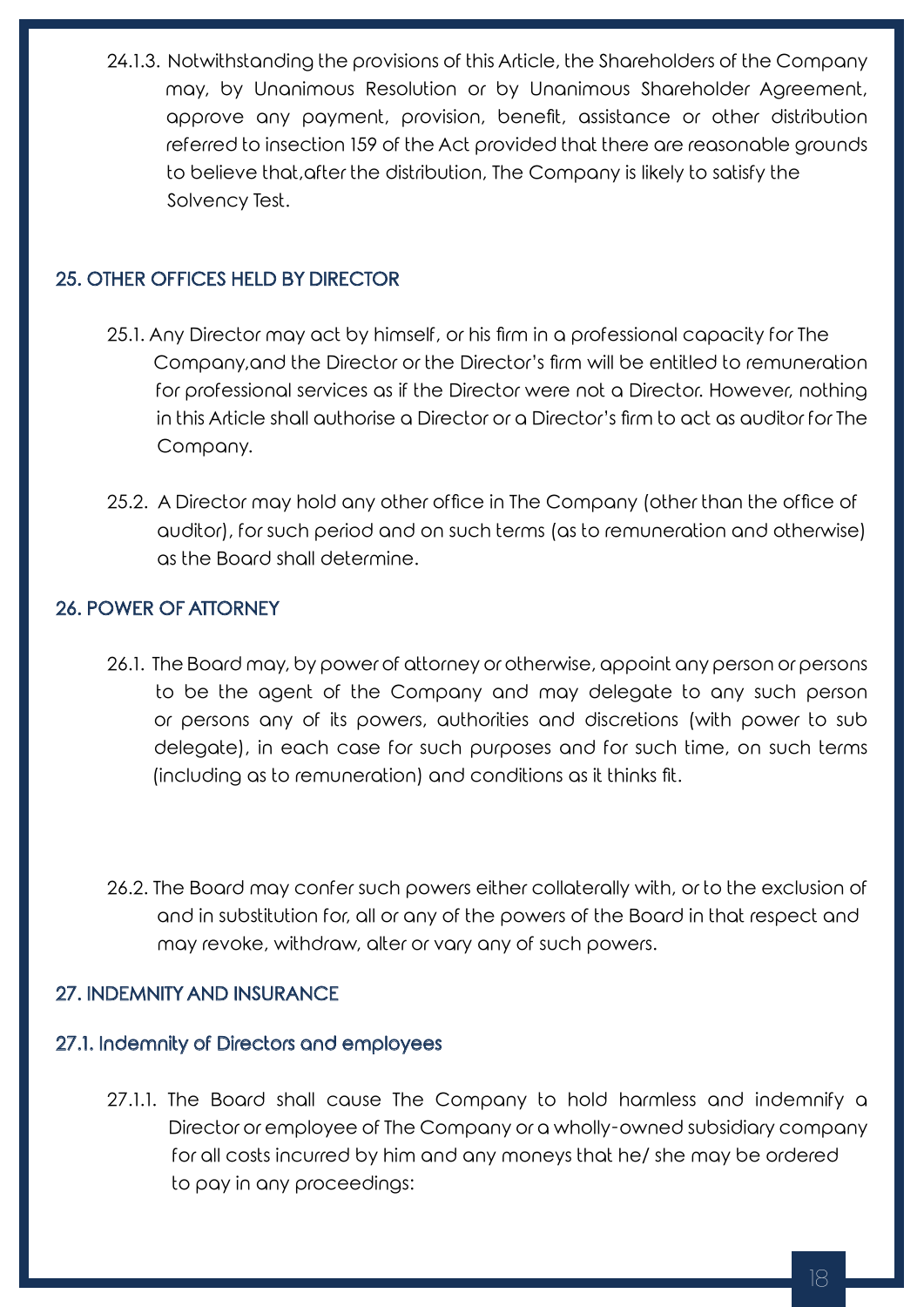24.1.3. Notwithstanding the provisions of this Article, the Shareholders of the Company may, by Unanimous Resolution or by Unanimous Shareholder Agreement, approve any payment, provision, benefit, assistance or other distribution referred to insection 159 of the Act provided that there are reasonable grounds to believe that,after the distribution, The Company is likely to satisfy the Solvency Test.

## 25. OTHER OFFICES HELD BY DIRECTOR

25.1. Any Director may act by himself, or his firm in a professional capacity for The Company,and the Director or the Director's firm will be entitled to remuneration for professional services as if the Director were not a Director. However, nothing in this Article shall authorise a Director or a Director's firm to act as auditor for The Company.

25.2. A Director may hold any other office in The Company (other than the office of auditor), for such period and on such terms (as to remuneration and otherwise) as the Board shall determine.

## 26. POWER OF ATTORNEY

26.1. The Board may, by power of attorney or otherwise, appoint any person or persons to be the agent of the Company and may delegate to any such person or persons any of its powers, authorities and discretions (with power to sub delegate), in each case for such purposes and for such time, on such terms (including as to remuneration) and conditions as it thinks fit.

26.2. The Board may confer such powers either collaterally with, or to the exclusion of and in substitution for, all or any of the powers of the Board in that respect and may revoke, withdraw, alter or vary any of such powers.

## 27. INDEMNITY AND INSURANCE

### 27.1. Indemnity of Directors and employees

27.1.1. The Board shall cause The Company to hold harmless and indemnify a Director or employee of The Company or a wholly-owned subsidiary company for all costs incurred by him and any moneys that he/ she may be ordered to pay in any proceedings: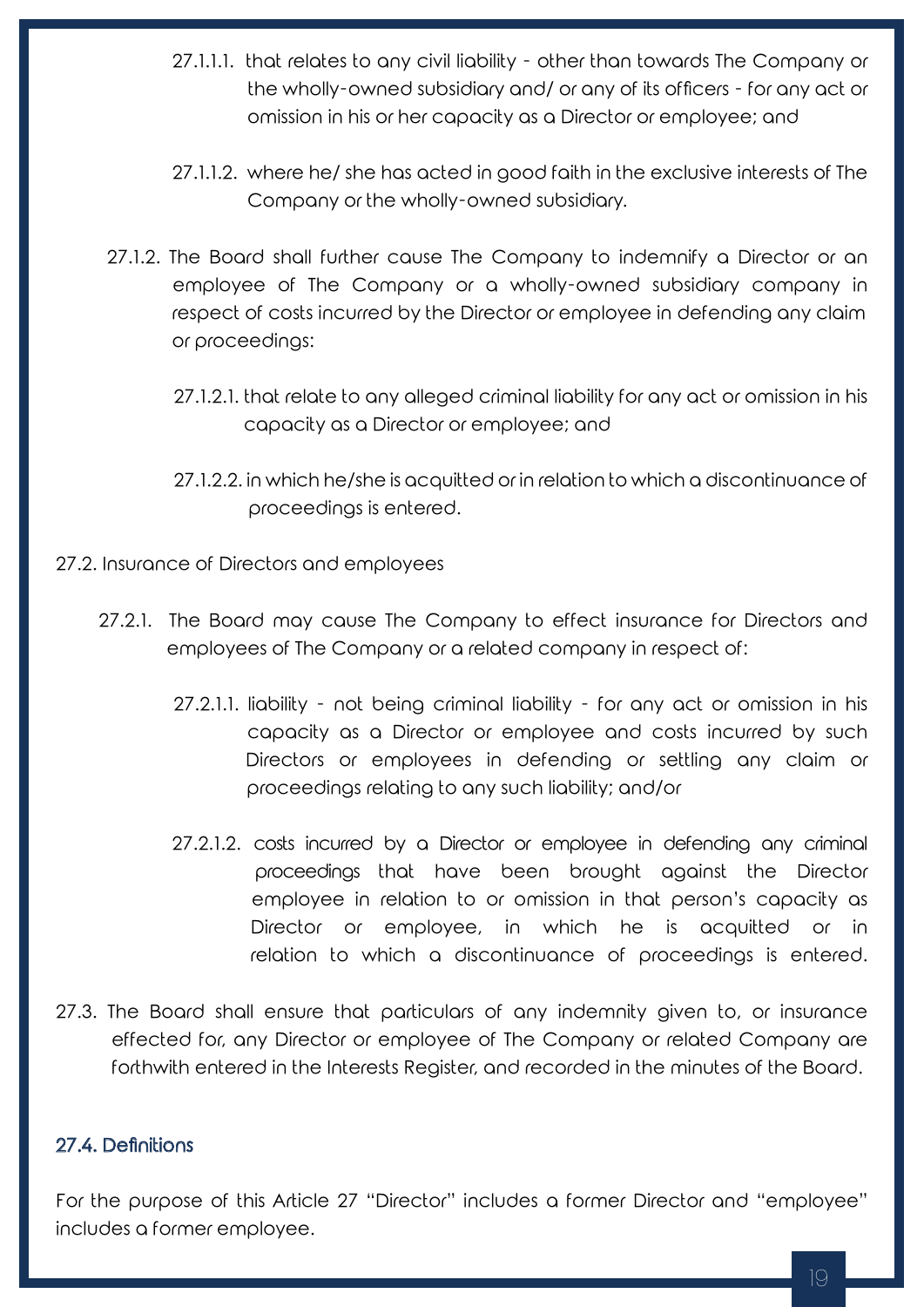27.1.1.1. that relates to any civil liability - other than towards The Company or the wholly-owned subsidiary and/ or any of its officers - for any act or omission in his or her capacity as a Director or employee; and

27.1.1.2. where he/ she has acted in good faith in the exclusive interests of The Company or the wholly-owned subsidiary.

27.1.2. The Board shall further cause The Company to indemnify a Director or an employee of The Company or a wholly-owned subsidiary company in respect of costs incurred by the Director or employee in defending any claim or proceedings:

27.1.2.1. that relate to any alleged criminal liability for any act or omission in his capacity as a Director or employee; and

27.1.2.2. in which he/she is acquitted or in relation to which a discontinuance of proceedings is entered.

27.2. Insurance of Directors and employees

27.2.1. The Board may cause The Company to effect insurance for Directors and employees of The Company or a related company in respect of:

27.2.1.1. liability - not being criminal liability - for any act or omission in his capacity as a Director or employee and costs incurred by such Directors or employees in defending or settling any claim or proceedings relating to any such liability; and/or

27.2.1.2. costs incurred by a Director or employee in defending any criminal proceedings that have been brought against the Director employee in relation to or omission in that person's capacity as Director or employee, in which he is acquitted or in relation to which a discontinuance of proceedings is entered.

27.3. The Board shall ensure that particulars of any indemnity given to, or insurance effected for, any Director or employee of The Company or related Company are forthwith entered in the Interests Register, and recorded in the minutes of the Board.

### 27.4. Definitions

For the purpose of this Article 27 "Director" includes a former Director and "employee" includes a former employee.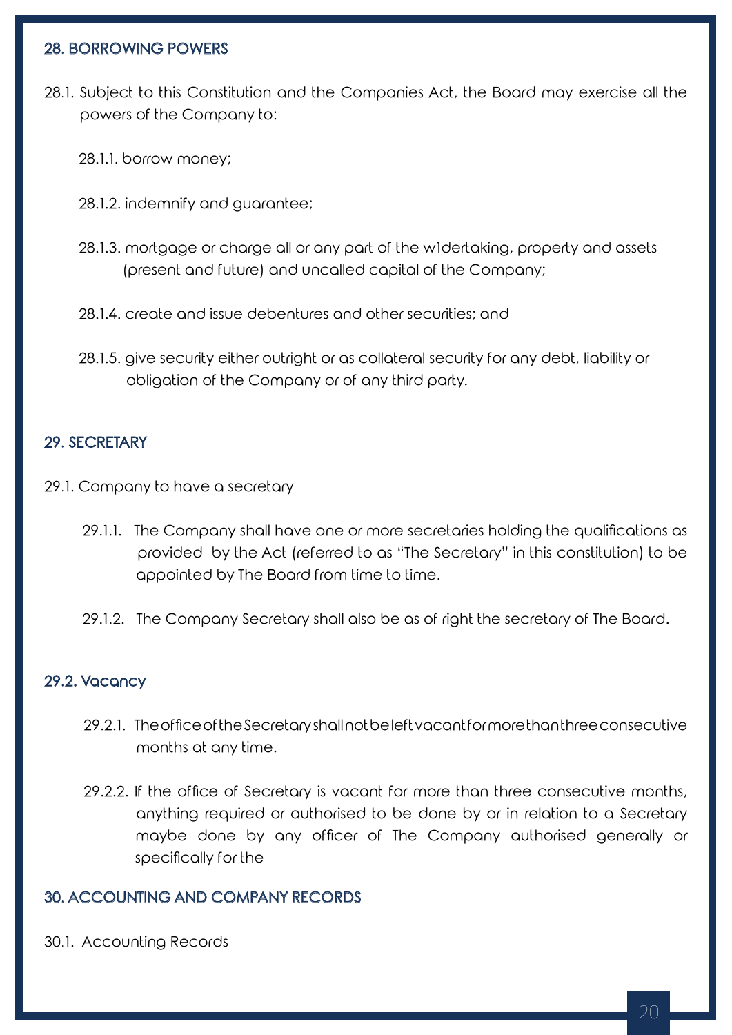## 28. BORROWING POWERS

28.1. Subject to this Constitution and the Companies Act, the Board may exercise all the powers of the Company to:

28.1.1. borrow money;

28.1.2. indemnify and guarantee;

28.1.3. mortgage or charge all or any part of the w1dertaking, property and assets (present and future) and uncalled capital of the Company;

28.1.4. create and issue debentures and other securities; and

28.1.5. give security either outright or as collateral security for any debt, liability or obligation of the Company or of any third party.

## 29. SECRETARY

29.1. Company to have a secretary

29.1.1. The Company shall have one or more secretaries holding the qualifications as provided by the Act (referred to as "The Secretary" in this constitution) to be appointed by The Board from time to time.

29.1.2. The Company Secretary shall also be as of right the secretary of The Board.

### 29.2. Vacancy

29.2.1. The office of the Secretary shall not be left vacant for more than three consecutive months at any time.

29.2.2. If the office of Secretary is vacant for more than three consecutive months, anything required or authorised to be done by or in relation to a Secretary maybe done by any officer of The Company authorised generally or specifically for the

## 30. ACCOUNTING AND COMPANY RECORDS

30.1. Accounting Records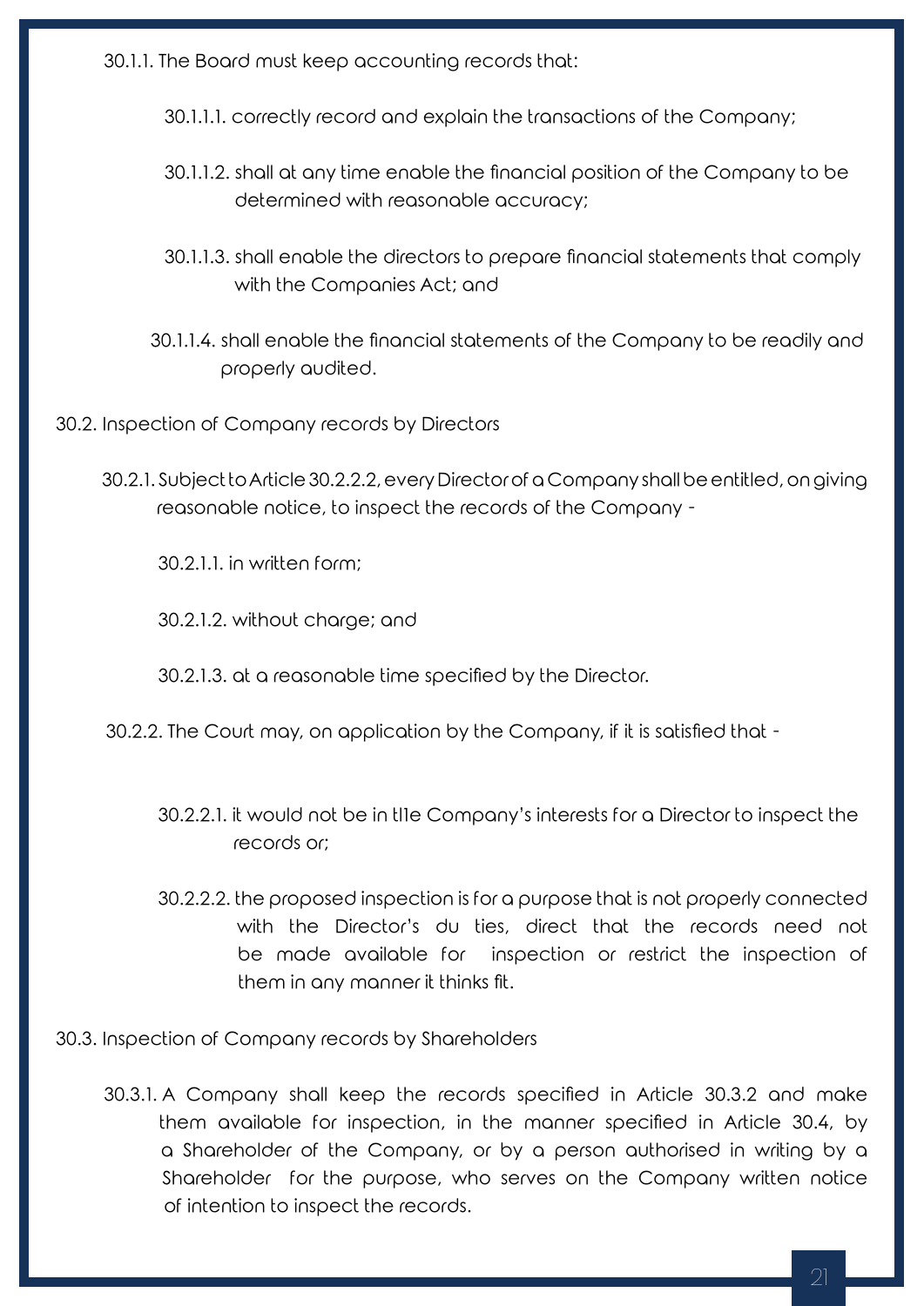30.1.1. The Board must keep accounting records that:

30.1.1.1. correctly record and explain the transactions of the Company;

30.1.1.2. shall at any time enable the financial position of the Company to be determined with reasonable accuracy;

30.1.1.3. shall enable the directors to prepare financial statements that comply with the Companies Act; and

30.1.1.4. shall enable the financial statements of the Company to be readily and properly audited.

30.2. Inspection of Company records by Directors

30.2.1. Subject to Article 30.2.2.2, every Director of a Company shall be entitled, on giving reasonable notice, to inspect the records of the Company -

30.2.1.1. in written form;

30.2.1.2. without charge; and

30.2.1.3. at a reasonable time specified by the Director.

30.2.2. The Court may, on application by the Company, if it is satisfied that -

30.2.2.1. it would not be in tl1e Company's interests for a Director to inspect the records or;

30.2.2.2. the proposed inspection is for a purpose that is not properly connected with the Director's du ties, direct that the records need not be made available for inspection or restrict the inspection of them in any manner it thinks fit.

30.3. Inspection of Company records by Shareholders

30.3.1. A Company shall keep the records specified in Article 30.3.2 and make them available for inspection, in the manner specified in Article 30.4, by a Shareholder of the Company, or by a person authorised in writing by a Shareholder for the purpose, who serves on the Company written notice of intention to inspect the records.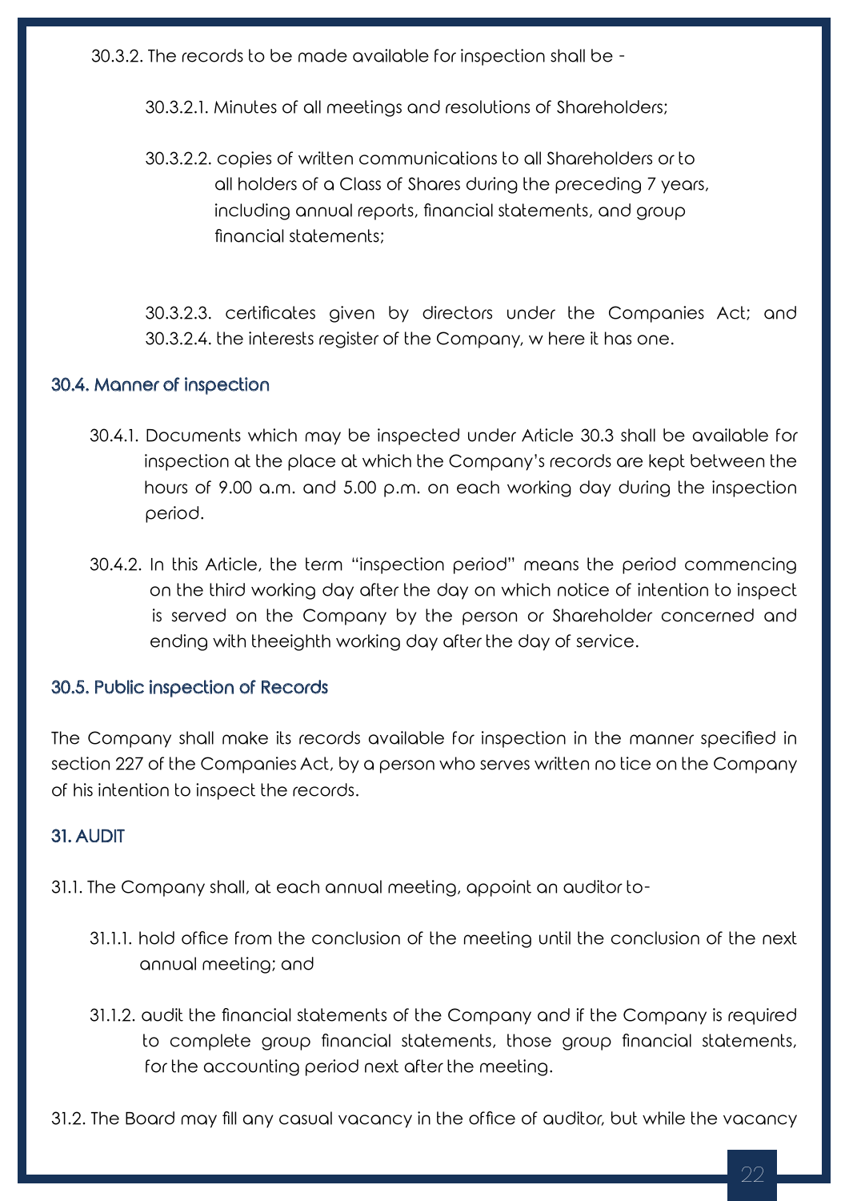30.3.2. The records to be made available for inspection shall be -

30.3.2.1. Minutes of all meetings and resolutions of Shareholders;

30.3.2.2. copies of written communications to all Shareholders or to all holders of a Class of Shares during the preceding 7 years, including annual reports, financial statements, and group financial statements;

30.3.2.3. certificates given by directors under the Companies Act; and 30.3.2.4. the interests register of the Company, w here it has one.

### 30.4. Manner of inspection

30.4.1. Documents which may be inspected under Article 30.3 shall be available for inspection at the place at which the Company's records are kept between the hours of 9.00 a.m. and 5.00 p.m. on each working day during the inspection period.

30.4.2. In this Article, the term "inspection period" means the period commencing on the third working day after the day on which notice of intention to inspect is served on the Company by the person or Shareholder concerned and ending with theeighth working day after the day of service.

### 30.5. Public inspection of Records

The Company shall make its records available for inspection in the manner specified in section 227 of the Companies Act, by a person who serves written no tice on the Company of his intention to inspect the records.

## 31. AUDIT

31.1. The Company shall, at each annual meeting, appoint an auditor to-

31.1.1. hold office from the conclusion of the meeting until the conclusion of the next annual meeting; and

31.1.2. audit the financial statements of the Company and if the Company is required to complete group financial statements, those group financial statements, for the accounting period next after the meeting.

31.2. The Board may fill any casual vacancy in the office of auditor, but while the vacancy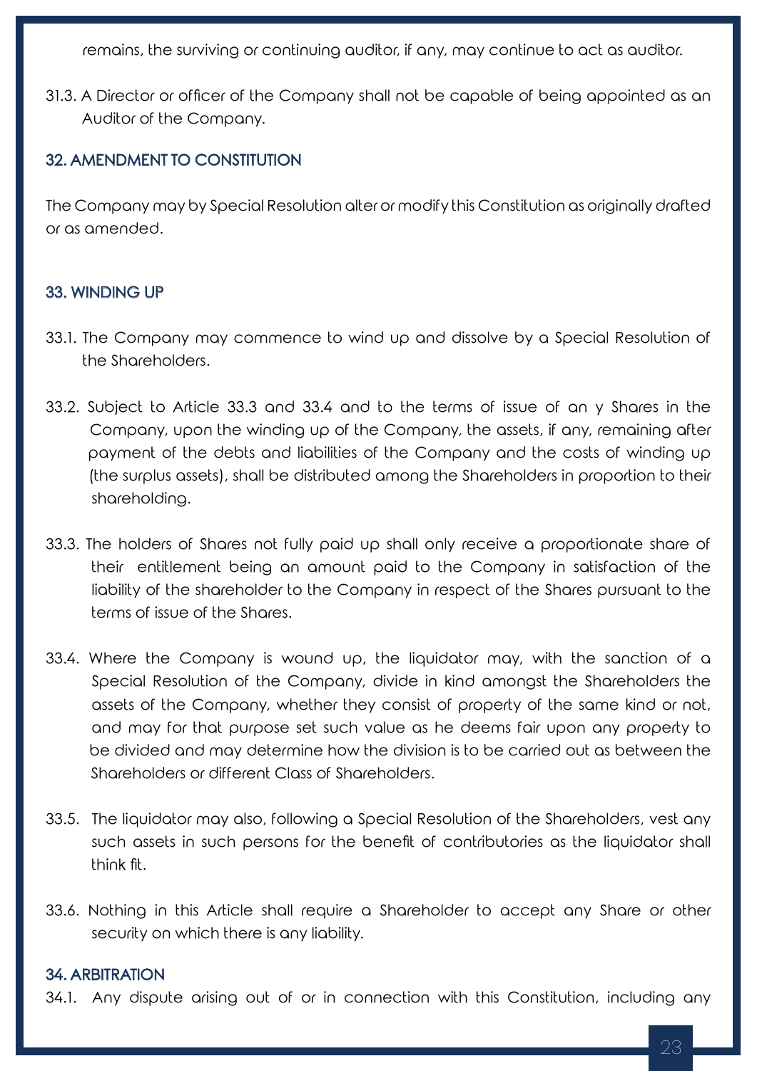remains, the surviving or continuing auditor, if any, may continue to act as auditor.

31.3. A Director or officer of the Company shall not be capable of being appointed as an Auditor of the Company.

## 32. AMENDMENT TO CONSTITUTION

The Company may by Special Resolution alter or modify this Constitution as originally drafted or as amended.

## 33. WINDING UP

33.1. The Company may commence to wind up and dissolve by a Special Resolution of the Shareholders.

33.2. Subject to Article 33.3 and 33.4 and to the terms of issue of an y Shares in the Company, upon the winding up of the Company, the assets, if any, remaining after payment of the debts and liabilities of the Company and the costs of winding up (the surplus assets), shall be distributed among the Shareholders in proportion to their shareholding.

33.3. The holders of Shares not fully paid up shall only receive a proportionate share of their entitlement being an amount paid to the Company in satisfaction of the liability of the shareholder to the Company in respect of the Shares pursuant to the terms of issue of the Shares.

33.4. Where the Company is wound up, the liquidator may, with the sanction of a Special Resolution of the Company, divide in kind amongst the Shareholders the assets of the Company, whether they consist of property of the same kind or not, and may for that purpose set such value as he deems fair upon any property to be divided and may determine how the division is to be carried out as between the Shareholders or different Class of Shareholders.

33.5. The liquidator may also, following a Special Resolution of the Shareholders, vest any such assets in such persons for the benefit of contributories as the liquidator shall think fit.

33.6. Nothing in this Article shall require a Shareholder to accept any Share or other security on which there is any liability.

## 34. ARBITRATION

34.1. Any dispute arising out of or in connection with this Constitution, including any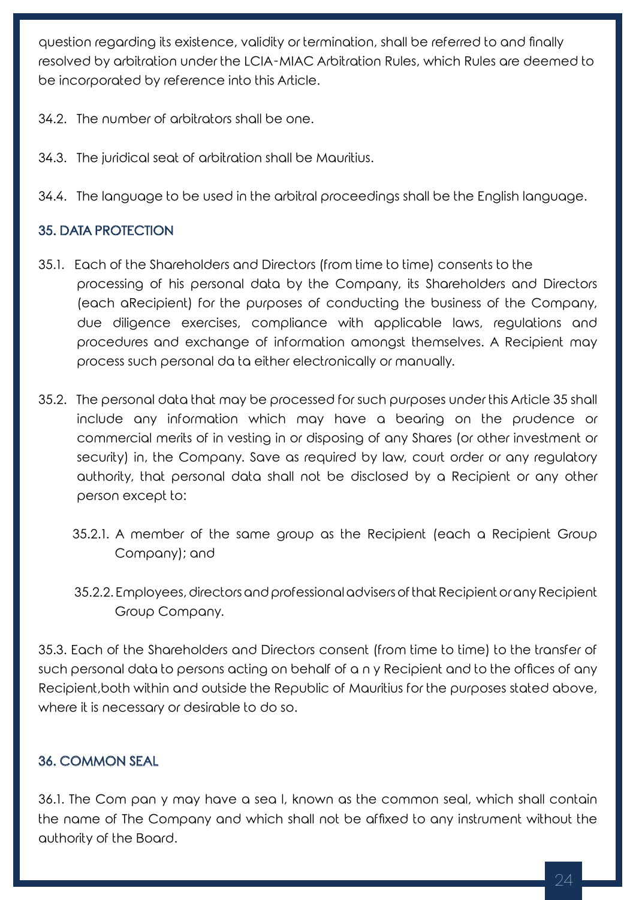question regarding its existence, validity or termination, shall be referred to and finally resolved by arbitration under the LCIA-MIAC Arbitration Rules, which Rules are deemed to be incorporated by reference into this Article.

34.2. The number of arbitrators shall be one.

34.3. The juridical seat of arbitration shall be Mauritius.

34.4. The language to be used in the arbitral proceedings shall be the English language.

## 35. DATA PROTECTION

35.1. Each of the Shareholders and Directors (from time to time) consents to the processing of his personal data by the Company, its Shareholders and Directors (each aRecipient) for the purposes of conducting the business of the Company, due diligence exercises, compliance with applicable laws, regulations and procedures and exchange of information amongst themselves. A Recipient may process such personal da ta either electronically or manually.

35.2. The personal data that may be processed for such purposes under this Article 35 shall include any information which may have a bearing on the prudence or commercial merits of in vesting in or disposing of any Shares (or other investment or security) in, the Company. Save as required by law, court order or any regulatory authority, that personal data shall not be disclosed by a Recipient or any other person except to:

35.2.1. A member of the same group as the Recipient (each a Recipient Group Company); and

35.2.2. Employees, directors and professional advisers of that Recipient or any Recipient Group Company.

35.3. Each of the Shareholders and Directors consent (from time to time) to the transfer of such personal data to persons acting on behalf of a n y Recipient and to the offices of any Recipient,both within and outside the Republic of Mauritius for the purposes stated above, where it is necessary or desirable to do so.

## 36. COMMON SEAL

36.1. The Com pan y may have a sea l, known as the common seal, which shall contain the name of The Company and which shall not be affixed to any instrument without the authority of the Board.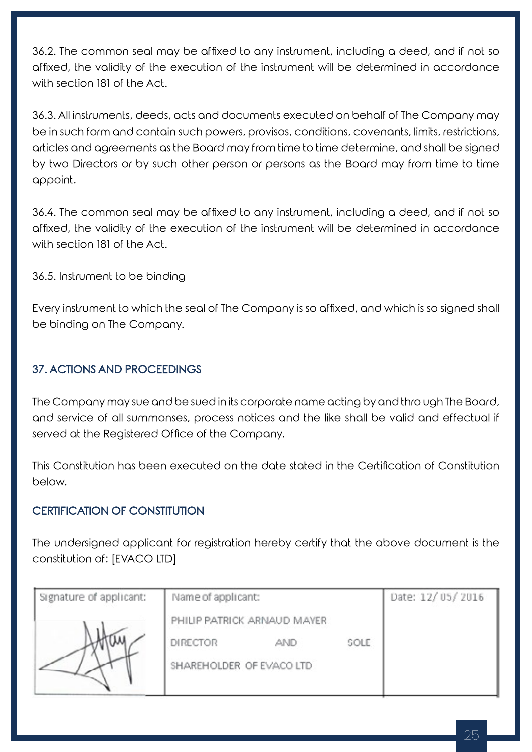36.2. The common seal may be affixed to any instrument, including a deed, and if not so affixed, the validity of the execution of the instrument will be determined in accordance with section 181 of the Act.

36.3. All instruments, deeds, acts and documents executed on behalf of The Company may be in such form and contain such powers, provisos, conditions, covenants, limits, restrictions, articles and agreements as the Board may from time to time determine, and shall be signed by two Directors or by such other person or persons as the Board may from time to time appoint.

36.4. The common seal may be affixed to any instrument, including a deed, and if not so affixed, the validity of the execution of the instrument will be determined in accordance with section 181 of the Act.

36.5. Instrument to be binding

Every instrument to which the seal of The Company is so affixed, and which is so signed shall be binding on The Company.

## 37. ACTIONS AND PROCEEDINGS

The Company may sue and be sued in its corporate name acting by and thro ugh The Board, and service of all summonses, process notices and the like shall be valid and effectual if served at the Registered Office of the Company.

This Constitution has been executed on the date stated in the Certification of Constitution below.

## CERTIFICATION OF CONSTITUTION

The undersigned applicant for registration hereby certify that the above document is the constitution of: [EVACO LTD]

| Signature of applicant: | Name of applicant: | Date: 12/05/2016 |
| --- | --- | --- |
| [signature] | PHILIP PATRICK ARNAUD MAYER<br>DIRECTOR AND SOLE SHAREHOLDER OF EVACO LTD | |